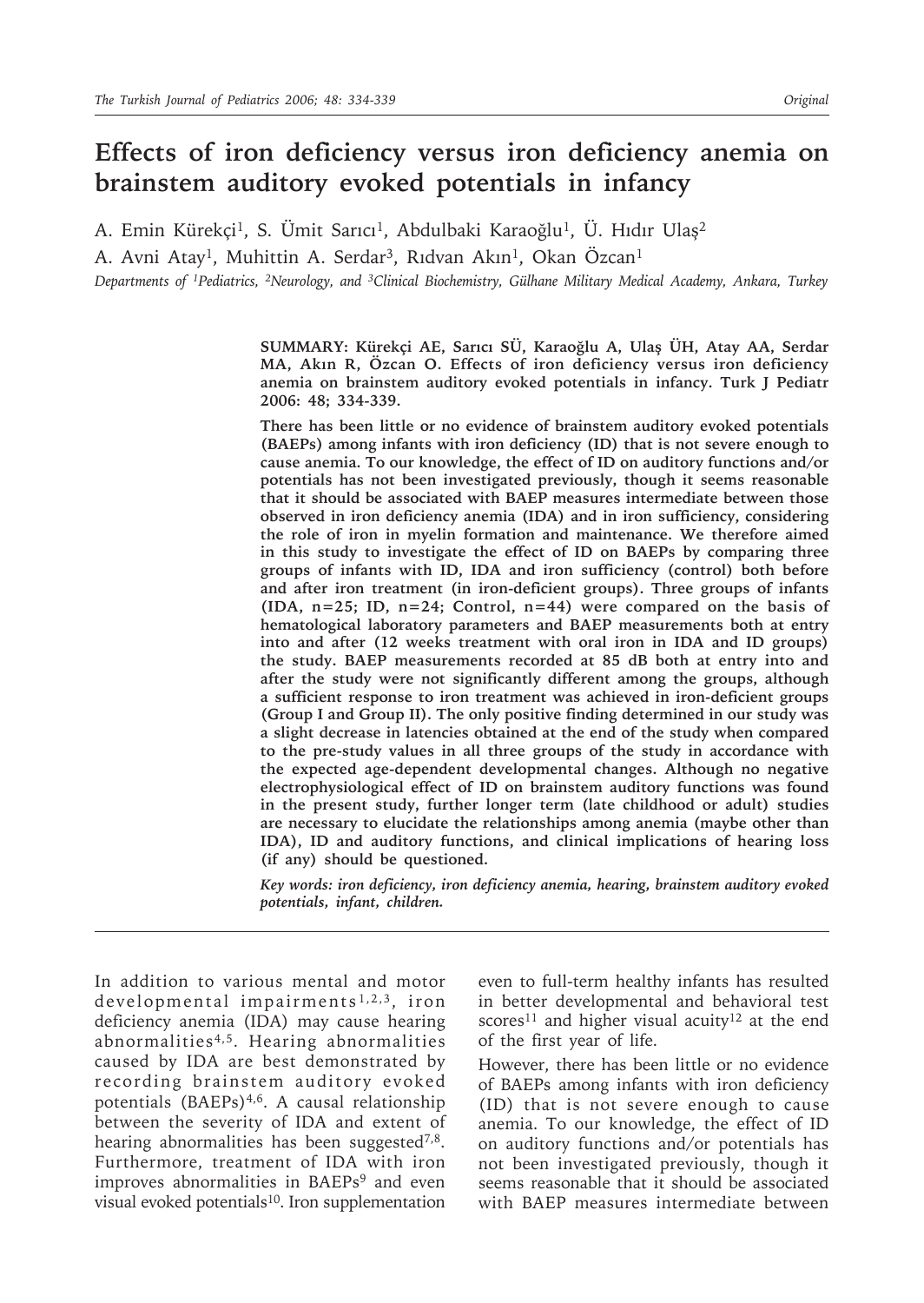# Effects of iron deficiency versus iron deficiency anemia on brainstem auditory evoked potentials in infancy

A. Emin Kürekçi[1], S. Ümit Sarıcı[1], Abdulbaki Karaoğlu[1], Ü. Hıdır Ulaş[2]
A. Avni Atay[1], Muhittin A. Serdar[3], Rıdvan Akın[1], Okan Özcan[1]

*Departments of [1]Pediatrics, [2]Neurology, and [3]Clinical Biochemistry, Gülhane Military Medical Academy, Ankara, Turkey*

**SUMMARY: Kürekçi AE, Sarıcı SÜ, Karaoğlu A, Ulaş ÜH, Atay AA, Serdar MA, Akın R, Özcan O. Effects of iron deficiency versus iron deficiency anemia on brainstem auditory evoked potentials in infancy. Turk J Pediatr 2006: 48; 334-339.**

**There has been little or no evidence of brainstem auditory evoked potentials (BAEPs) among infants with iron deficiency (ID) that is not severe enough to cause anemia. To our knowledge, the effect of ID on auditory functions and/or potentials has not been investigated previously, though it seems reasonable that it should be associated with BAEP measures intermediate between those observed in iron deficiency anemia (IDA) and in iron sufficiency, considering the role of iron in myelin formation and maintenance. We therefore aimed in this study to investigate the effect of ID on BAEPs by comparing three groups of infants with ID, IDA and iron sufficiency (control) both before and after iron treatment (in iron-deficient groups). Three groups of infants (IDA, n=25; ID, n=24; Control, n=44) were compared on the basis of hematological laboratory parameters and BAEP measurements both at entry into and after (12 weeks treatment with oral iron in IDA and ID groups) the study. BAEP measurements recorded at 85 dB both at entry into and after the study were not significantly different among the groups, although a sufficient response to iron treatment was achieved in iron-deficient groups (Group I and Group II). The only positive finding determined in our study was a slight decrease in latencies obtained at the end of the study when compared to the pre-study values in all three groups of the study in accordance with the expected age-dependent developmental changes. Although no negative electrophysiological effect of ID on brainstem auditory functions was found in the present study, further longer term (late childhood or adult) studies are necessary to elucidate the relationships among anemia (maybe other than IDA), ID and auditory functions, and clinical implications of hearing loss (if any) should be questioned.**

***Key words: iron deficiency, iron deficiency anemia, hearing, brainstem auditory evoked potentials, infant, children.***

In addition to various mental and motor developmental impairments[1,2,3], iron deficiency anemia (IDA) may cause hearing abnormalities[4,5]. Hearing abnormalities caused by IDA are best demonstrated by recording brainstem auditory evoked potentials (BAEPs)[4,6]. A causal relationship between the severity of IDA and extent of hearing abnormalities has been suggested[7,8]. Furthermore, treatment of IDA with iron improves abnormalities in BAEPs[9] and even visual evoked potentials[10]. Iron supplementation even to full-term healthy infants has resulted in better developmental and behavioral test scores[11] and higher visual acuity[12] at the end of the first year of life.

However, there has been little or no evidence of BAEPs among infants with iron deficiency (ID) that is not severe enough to cause anemia. To our knowledge, the effect of ID on auditory functions and/or potentials has not been investigated previously, though it seems reasonable that it should be associated with BAEP measures intermediate between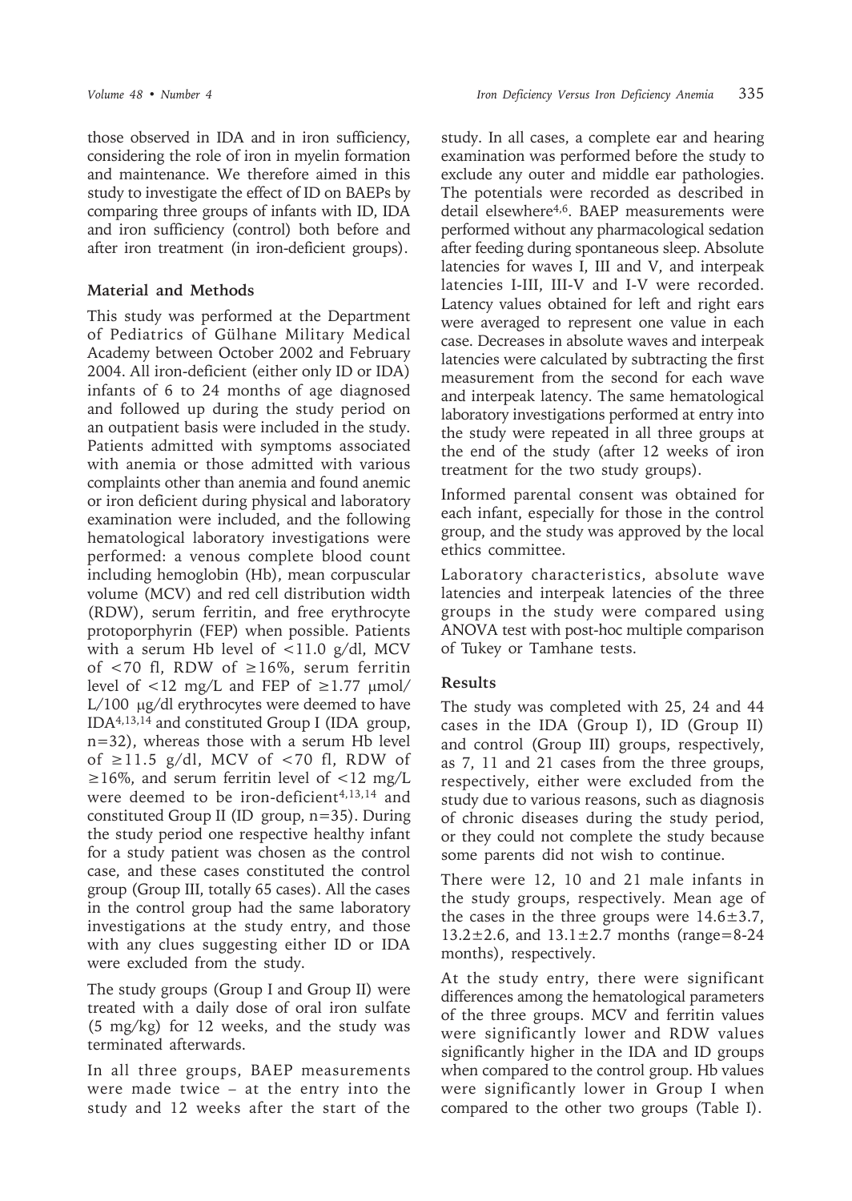those observed in IDA and in iron sufficiency, considering the role of iron in myelin formation and maintenance. We therefore aimed in this study to investigate the effect of ID on BAEPs by comparing three groups of infants with ID, IDA and iron sufficiency (control) both before and after iron treatment (in iron-deficient groups).

## Material and Methods

This study was performed at the Department of Pediatrics of Gülhane Military Medical Academy between October 2002 and February 2004. All iron-deficient (either only ID or IDA) infants of 6 to 24 months of age diagnosed and followed up during the study period on an outpatient basis were included in the study. Patients admitted with symptoms associated with anemia or those admitted with various complaints other than anemia and found anemic or iron deficient during physical and laboratory examination were included, and the following hematological laboratory investigations were performed: a venous complete blood count including hemoglobin (Hb), mean corpuscular volume (MCV) and red cell distribution width (RDW), serum ferritin, and free erythrocyte protoporphyrin (FEP) when possible. Patients with a serum Hb level of <11.0 g/dl, MCV of <70 fl, RDW of ≥16%, serum ferritin level of <12 mg/L and FEP of ≥1.77 μmol/L/100 μg/dl erythrocytes were deemed to have IDA[4,13,14] and constituted Group I (IDA group, n=32), whereas those with a serum Hb level of ≥11.5 g/dl, MCV of <70 fl, RDW of ≥16%, and serum ferritin level of <12 mg/L were deemed to be iron-deficient[4,13,14] and constituted Group II (ID group, n=35). During the study period one respective healthy infant for a study patient was chosen as the control case, and these cases constituted the control group (Group III, totally 65 cases). All the cases in the control group had the same laboratory investigations at the study entry, and those with any clues suggesting either ID or IDA were excluded from the study.

The study groups (Group I and Group II) were treated with a daily dose of oral iron sulfate (5 mg/kg) for 12 weeks, and the study was terminated afterwards.

In all three groups, BAEP measurements were made twice – at the entry into the study and 12 weeks after the start of the study. In all cases, a complete ear and hearing examination was performed before the study to exclude any outer and middle ear pathologies. The potentials were recorded as described in detail elsewhere[4,6]. BAEP measurements were performed without any pharmacological sedation after feeding during spontaneous sleep. Absolute latencies for waves I, III and V, and interpeak latencies I-III, III-V and I-V were recorded. Latency values obtained for left and right ears were averaged to represent one value in each case. Decreases in absolute waves and interpeak latencies were calculated by subtracting the first measurement from the second for each wave and interpeak latency. The same hematological laboratory investigations performed at entry into the study were repeated in all three groups at the end of the study (after 12 weeks of iron treatment for the two study groups).

Informed parental consent was obtained for each infant, especially for those in the control group, and the study was approved by the local ethics committee.

Laboratory characteristics, absolute wave latencies and interpeak latencies of the three groups in the study were compared using ANOVA test with post-hoc multiple comparison of Tukey or Tamhane tests.

## Results

The study was completed with 25, 24 and 44 cases in the IDA (Group I), ID (Group II) and control (Group III) groups, respectively, as 7, 11 and 21 cases from the three groups, respectively, either were excluded from the study due to various reasons, such as diagnosis of chronic diseases during the study period, or they could not complete the study because some parents did not wish to continue.

There were 12, 10 and 21 male infants in the study groups, respectively. Mean age of the cases in the three groups were 14.6±3.7, 13.2±2.6, and 13.1±2.7 months (range=8-24 months), respectively.

At the study entry, there were significant differences among the hematological parameters of the three groups. MCV and ferritin values were significantly lower and RDW values significantly higher in the IDA and ID groups when compared to the control group. Hb values were significantly lower in Group I when compared to the other two groups (Table I).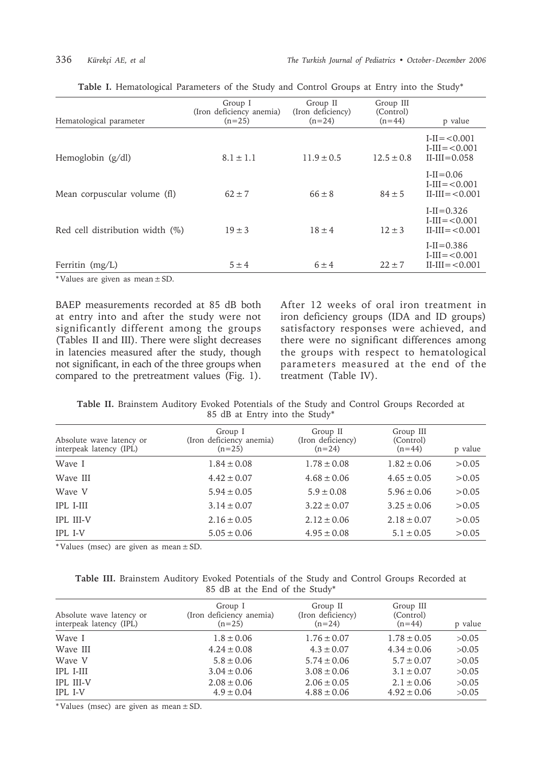**Table I.** Hematological Parameters of the Study and Control Groups at Entry into the Study*

| Hematological parameter | Group I (Iron deficiency anemia) (n=25) | Group II (Iron deficiency) (n=24) | Group III (Control) (n=44) | p value |
|---|---|---|---|---|
| Hemoglobin (g/dl) | 8.1 ± 1.1 | 11.9 ± 0.5 | 12.5 ± 0.8 | I-II=<0.001 I-III=<0.001 II-III=0.058 |
| Mean corpuscular volume (fl) | 62 ± 7 | 66 ± 8 | 84 ± 5 | I-II=0.06 I-III=<0.001 II-III=<0.001 |
| Red cell distribution width (%) | 19 ± 3 | 18 ± 4 | 12 ± 3 | I-II=0.326 I-III=<0.001 II-III=<0.001 |
| Ferritin (mg/L) | 5 ± 4 | 6 ± 4 | 22 ± 7 | I-II=0.386 I-III=<0.001 II-III=<0.001 |

*Values are given as mean ± SD.

BAEP measurements recorded at 85 dB both at entry into and after the study were not significantly different among the groups (Tables II and III). There were slight decreases in latencies measured after the study, though not significant, in each of the three groups when compared to the pretreatment values (Fig. 1).

After 12 weeks of oral iron treatment in iron deficiency groups (IDA and ID groups) satisfactory responses were achieved, and there were no significant differences among the groups with respect to hematological parameters measured at the end of the treatment (Table IV).

**Table II.** Brainstem Auditory Evoked Potentials of the Study and Control Groups Recorded at 85 dB at Entry into the Study*

| Absolute wave latency or interpeak latency (IPL) | Group I (Iron deficiency anemia) (n=25) | Group II (Iron deficiency) (n=24) | Group III (Control) (n=44) | p value |
|---|---|---|---|---|
| Wave I | 1.84 ± 0.08 | 1.78 ± 0.08 | 1.82 ± 0.06 | >0.05 |
| Wave III | 4.42 ± 0.07 | 4.68 ± 0.06 | 4.65 ± 0.05 | >0.05 |
| Wave V | 5.94 ± 0.05 | 5.9 ± 0.08 | 5.96 ± 0.06 | >0.05 |
| IPL I-III | 3.14 ± 0.07 | 3.22 ± 0.07 | 3.25 ± 0.06 | >0.05 |
| IPL III-V | 2.16 ± 0.05 | 2.12 ± 0.06 | 2.18 ± 0.07 | >0.05 |
| IPL I-V | 5.05 ± 0.06 | 4.95 ± 0.08 | 5.1 ± 0.05 | >0.05 |

*Values (msec) are given as mean ± SD.

**Table III.** Brainstem Auditory Evoked Potentials of the Study and Control Groups Recorded at 85 dB at the End of the Study*

| Absolute wave latency or interpeak latency (IPL) | Group I (Iron deficiency anemia) (n=25) | Group II (Iron deficiency) (n=24) | Group III (Control) (n=44) | p value |
|---|---|---|---|---|
| Wave I | 1.8 ± 0.06 | 1.76 ± 0.07 | 1.78 ± 0.05 | >0.05 |
| Wave III | 4.24 ± 0.08 | 4.3 ± 0.07 | 4.34 ± 0.06 | >0.05 |
| Wave V | 5.8 ± 0.06 | 5.74 ± 0.06 | 5.7 ± 0.07 | >0.05 |
| IPL I-III | 3.04 ± 0.06 | 3.08 ± 0.06 | 3.1 ± 0.07 | >0.05 |
| IPL III-V | 2.08 ± 0.06 | 2.06 ± 0.05 | 2.1 ± 0.06 | >0.05 |
| IPL I-V | 4.9 ± 0.04 | 4.88 ± 0.06 | 4.92 ± 0.06 | >0.05 |

*Values (msec) are given as mean ± SD.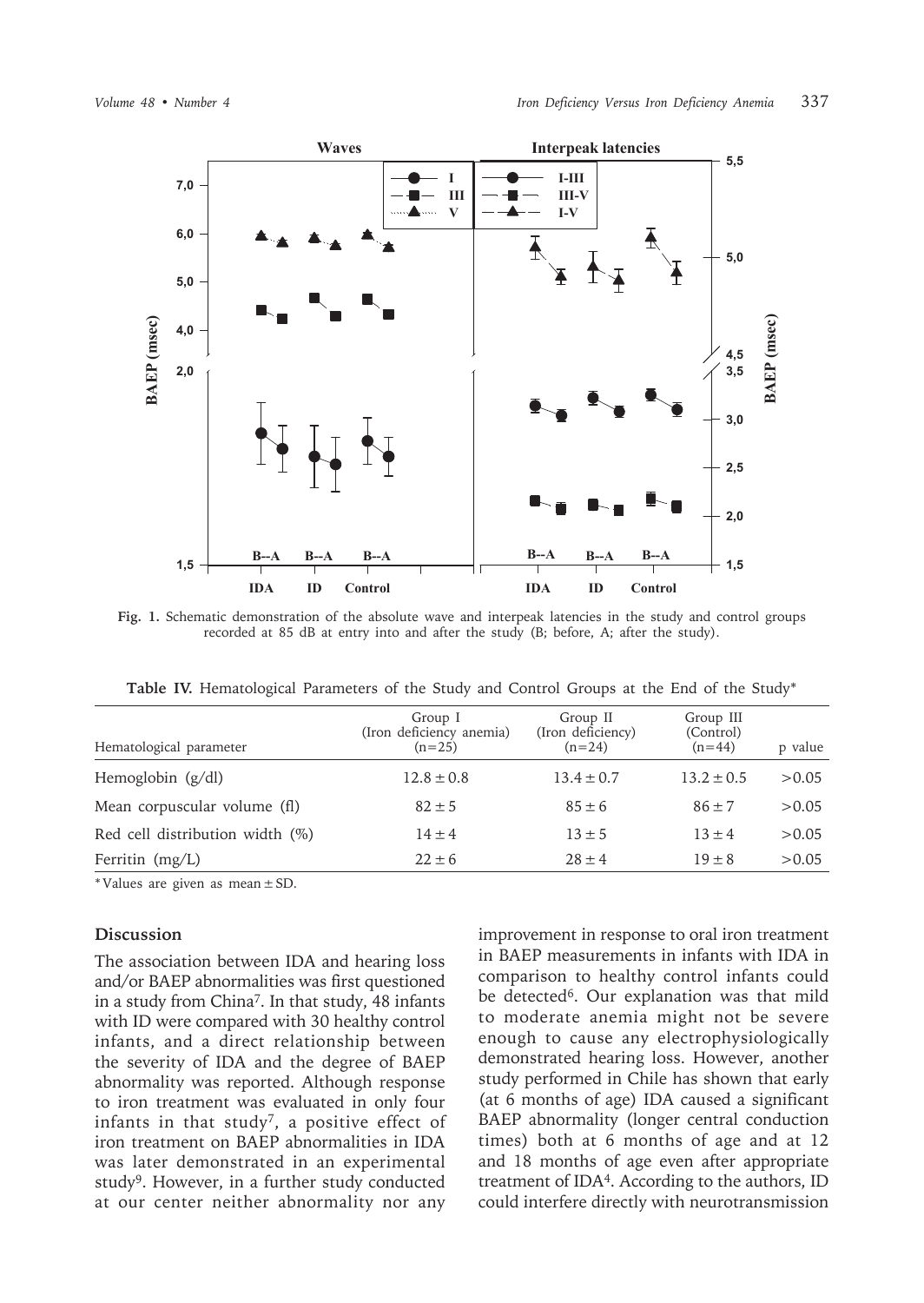**Fig. 1.** Schematic demonstration of the absolute wave and interpeak latencies in the study and control groups recorded at 85 dB at entry into and after the study (B; before, A; after the study).

**Table IV.** Hematological Parameters of the Study and Control Groups at the End of the Study*

| Hematological parameter | Group I (Iron deficiency anemia) (n=25) | Group II (Iron deficiency) (n=24) | Group III (Control) (n=44) | p value |
|---|---|---|---|---|
| Hemoglobin (g/dl) | 12.8 ± 0.8 | 13.4 ± 0.7 | 13.2 ± 0.5 | >0.05 |
| Mean corpuscular volume (fl) | 82 ± 5 | 85 ± 6 | 86 ± 7 | >0.05 |
| Red cell distribution width (%) | 14 ± 4 | 13 ± 5 | 13 ± 4 | >0.05 |
| Ferritin (mg/L) | 22 ± 6 | 28 ± 4 | 19 ± 8 | >0.05 |

*Values are given as mean ± SD.

## Discussion

The association between IDA and hearing loss and/or BAEP abnormalities was first questioned in a study from China[7]. In that study, 48 infants with ID were compared with 30 healthy control infants, and a direct relationship between the severity of IDA and the degree of BAEP abnormality was reported. Although response to iron treatment was evaluated in only four infants in that study[7], a positive effect of iron treatment on BAEP abnormalities in IDA was later demonstrated in an experimental study[9]. However, in a further study conducted at our center neither abnormality nor any improvement in response to oral iron treatment in BAEP measurements in infants with IDA in comparison to healthy control infants could be detected[6]. Our explanation was that mild to moderate anemia might not be severe enough to cause any electrophysiologically demonstrated hearing loss. However, another study performed in Chile has shown that early (at 6 months of age) IDA caused a significant BAEP abnormality (longer central conduction times) both at 6 months of age and at 12 and 18 months of age even after appropriate treatment of IDA[4]. According to the authors, ID could interfere directly with neurotransmission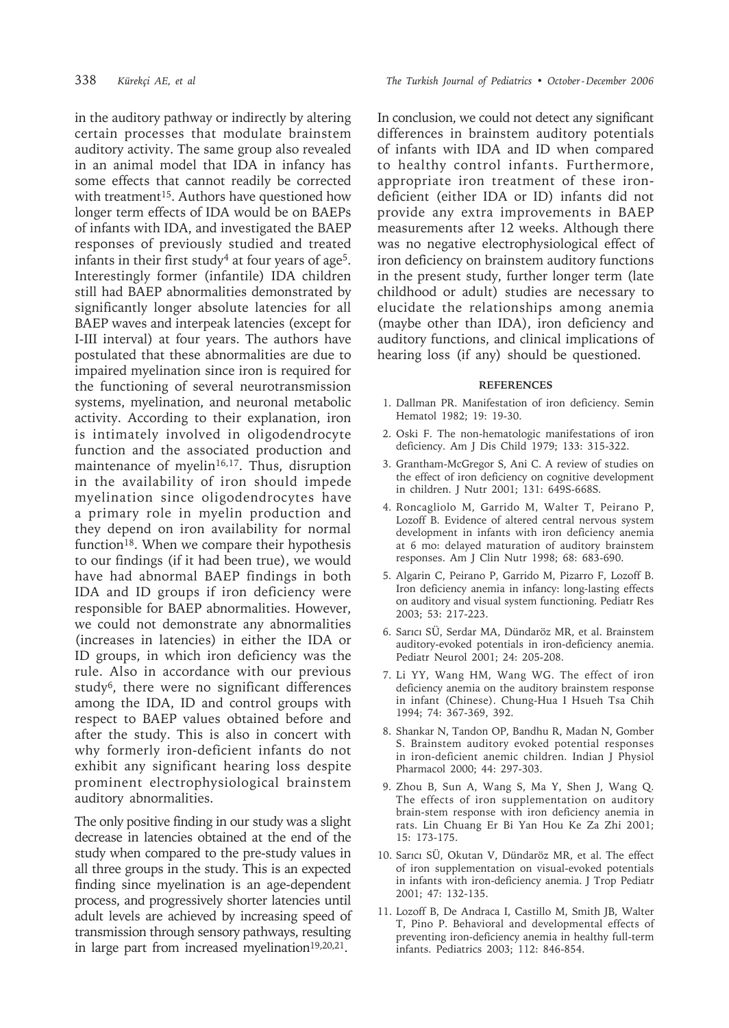in the auditory pathway or indirectly by altering certain processes that modulate brainstem auditory activity. The same group also revealed in an animal model that IDA in infancy has some effects that cannot readily be corrected with treatment[15]. Authors have questioned how longer term effects of IDA would be on BAEPs of infants with IDA, and investigated the BAEP responses of previously studied and treated infants in their first study[4] at four years of age[5]. Interestingly former (infantile) IDA children still had BAEP abnormalities demonstrated by significantly longer absolute latencies for all BAEP waves and interpeak latencies (except for I-III interval) at four years. The authors have postulated that these abnormalities are due to impaired myelination since iron is required for the functioning of several neurotransmission systems, myelination, and neuronal metabolic activity. According to their explanation, iron is intimately involved in oligodendrocyte function and the associated production and maintenance of myelin[16,17]. Thus, disruption in the availability of iron should impede myelination since oligodendrocytes have a primary role in myelin production and they depend on iron availability for normal function[18]. When we compare their hypothesis to our findings (if it had been true), we would have had abnormal BAEP findings in both IDA and ID groups if iron deficiency were responsible for BAEP abnormalities. However, we could not demonstrate any abnormalities (increases in latencies) in either the IDA or ID groups, in which iron deficiency was the rule. Also in accordance with our previous study[6], there were no significant differences among the IDA, ID and control groups with respect to BAEP values obtained before and after the study. This is also in concert with why formerly iron-deficient infants do not exhibit any significant hearing loss despite prominent electrophysiological brainstem auditory abnormalities.

The only positive finding in our study was a slight decrease in latencies obtained at the end of the study when compared to the pre-study values in all three groups in the study. This is an expected finding since myelination is an age-dependent process, and progressively shorter latencies until adult levels are achieved by increasing speed of transmission through sensory pathways, resulting in large part from increased myelination[19,20,21].

In conclusion, we could not detect any significant differences in brainstem auditory potentials of infants with IDA and ID when compared to healthy control infants. Furthermore, appropriate iron treatment of these iron-deficient (either IDA or ID) infants did not provide any extra improvements in BAEP measurements after 12 weeks. Although there was no negative electrophysiological effect of iron deficiency on brainstem auditory functions in the present study, further longer term (late childhood or adult) studies are necessary to elucidate the relationships among anemia (maybe other than IDA), iron deficiency and auditory functions, and clinical implications of hearing loss (if any) should be questioned.

## REFERENCES

1. Dallman PR. Manifestation of iron deficiency. Semin Hematol 1982; 19: 19-30.
2. Oski F. The non-hematologic manifestations of iron deficiency. Am J Dis Child 1979; 133: 315-322.
3. Grantham-McGregor S, Ani C. A review of studies on the effect of iron deficiency on cognitive development in children. J Nutr 2001; 131: 649S-668S.
4. Roncagliolo M, Garrido M, Walter T, Peirano P, Lozoff B. Evidence of altered central nervous system development in infants with iron deficiency anemia at 6 mo: delayed maturation of auditory brainstem responses. Am J Clin Nutr 1998; 68: 683-690.
5. Algarin C, Peirano P, Garrido M, Pizarro F, Lozoff B. Iron deficiency anemia in infancy: long-lasting effects on auditory and visual system functioning. Pediatr Res 2003; 53: 217-223.
6. Sarıcı SÜ, Serdar MA, Dündaröz MR, et al. Brainstem auditory-evoked potentials in iron-deficiency anemia. Pediatr Neurol 2001; 24: 205-208.
7. Li YY, Wang HM, Wang WG. The effect of iron deficiency anemia on the auditory brainstem response in infant (Chinese). Chung-Hua I Hsueh Tsa Chih 1994; 74: 367-369, 392.
8. Shankar N, Tandon OP, Bandhu R, Madan N, Gomber S. Brainstem auditory evoked potential responses in iron-deficient anemic children. Indian J Physiol Pharmacol 2000; 44: 297-303.
9. Zhou B, Sun A, Wang S, Ma Y, Shen J, Wang Q. The effects of iron supplementation on auditory brain-stem response with iron deficiency anemia in rats. Lin Chuang Er Bi Yan Hou Ke Za Zhi 2001; 15: 173-175.
10. Sarıcı SÜ, Okutan V, Dündaröz MR, et al. The effect of iron supplementation on visual-evoked potentials in infants with iron-deficiency anemia. J Trop Pediatr 2001; 47: 132-135.
11. Lozoff B, De Andraca I, Castillo M, Smith JB, Walter T, Pino P. Behavioral and developmental effects of preventing iron-deficiency anemia in healthy full-term infants. Pediatrics 2003; 112: 846-854.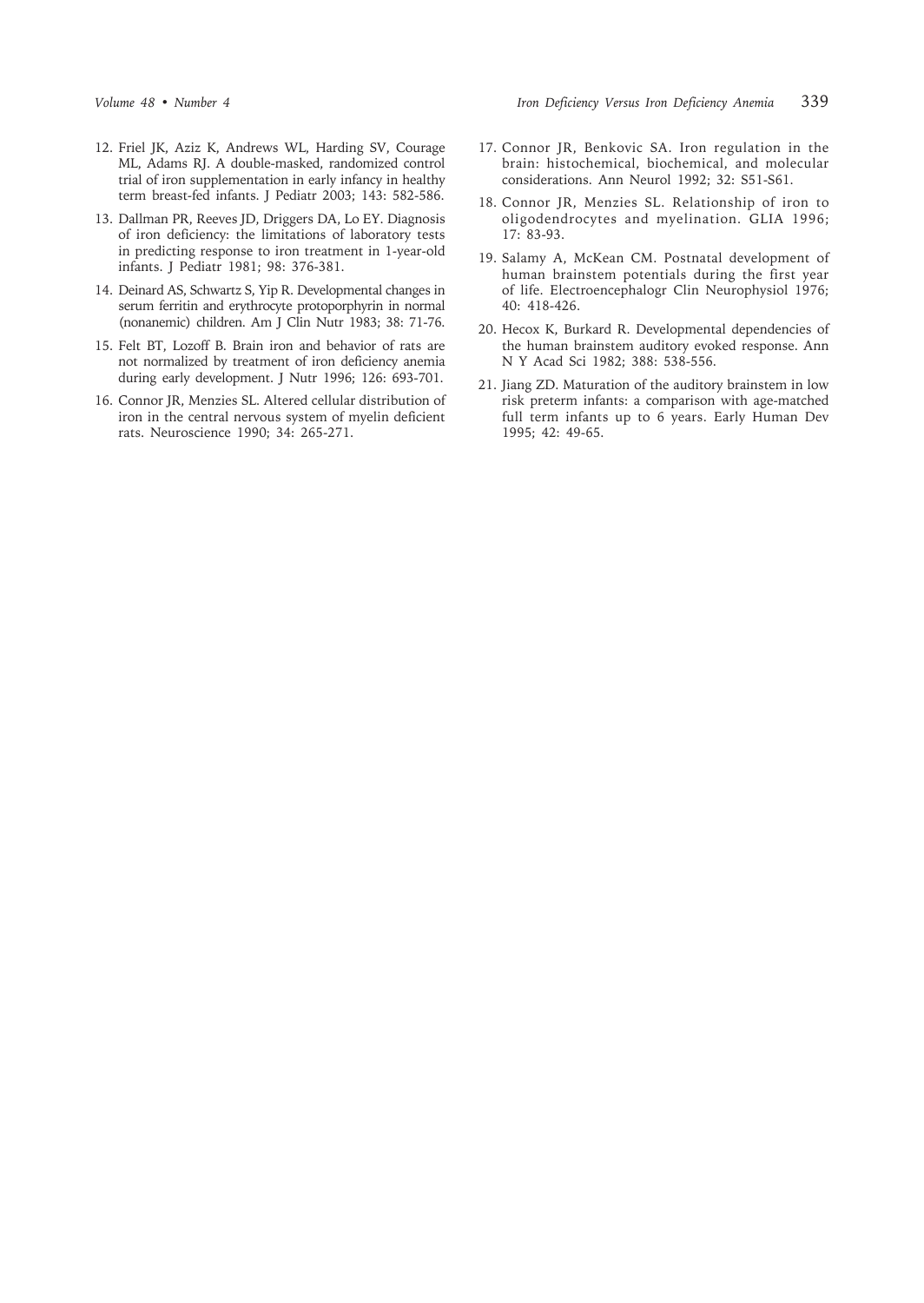12. Friel JK, Aziz K, Andrews WL, Harding SV, Courage ML, Adams RJ. A double-masked, randomized control trial of iron supplementation in early infancy in healthy term breast-fed infants. J Pediatr 2003; 143: 582-586.
13. Dallman PR, Reeves JD, Driggers DA, Lo EY. Diagnosis of iron deficiency: the limitations of laboratory tests in predicting response to iron treatment in 1-year-old infants. J Pediatr 1981; 98: 376-381.
14. Deinard AS, Schwartz S, Yip R. Developmental changes in serum ferritin and erythrocyte protoporphyrin in normal (nonanemic) children. Am J Clin Nutr 1983; 38: 71-76.
15. Felt BT, Lozoff B. Brain iron and behavior of rats are not normalized by treatment of iron deficiency anemia during early development. J Nutr 1996; 126: 693-701.
16. Connor JR, Menzies SL. Altered cellular distribution of iron in the central nervous system of myelin deficient rats. Neuroscience 1990; 34: 265-271.
17. Connor JR, Benkovic SA. Iron regulation in the brain: histochemical, biochemical, and molecular considerations. Ann Neurol 1992; 32: S51-S61.
18. Connor JR, Menzies SL. Relationship of iron to oligodendrocytes and myelination. GLIA 1996; 17: 83-93.
19. Salamy A, McKean CM. Postnatal development of human brainstem potentials during the first year of life. Electroencephalogr Clin Neurophysiol 1976; 40: 418-426.
20. Hecox K, Burkard R. Developmental dependencies of the human brainstem auditory evoked response. Ann N Y Acad Sci 1982; 388: 538-556.
21. Jiang ZD. Maturation of the auditory brainstem in low risk preterm infants: a comparison with age-matched full term infants up to 6 years. Early Human Dev 1995; 42: 49-65.